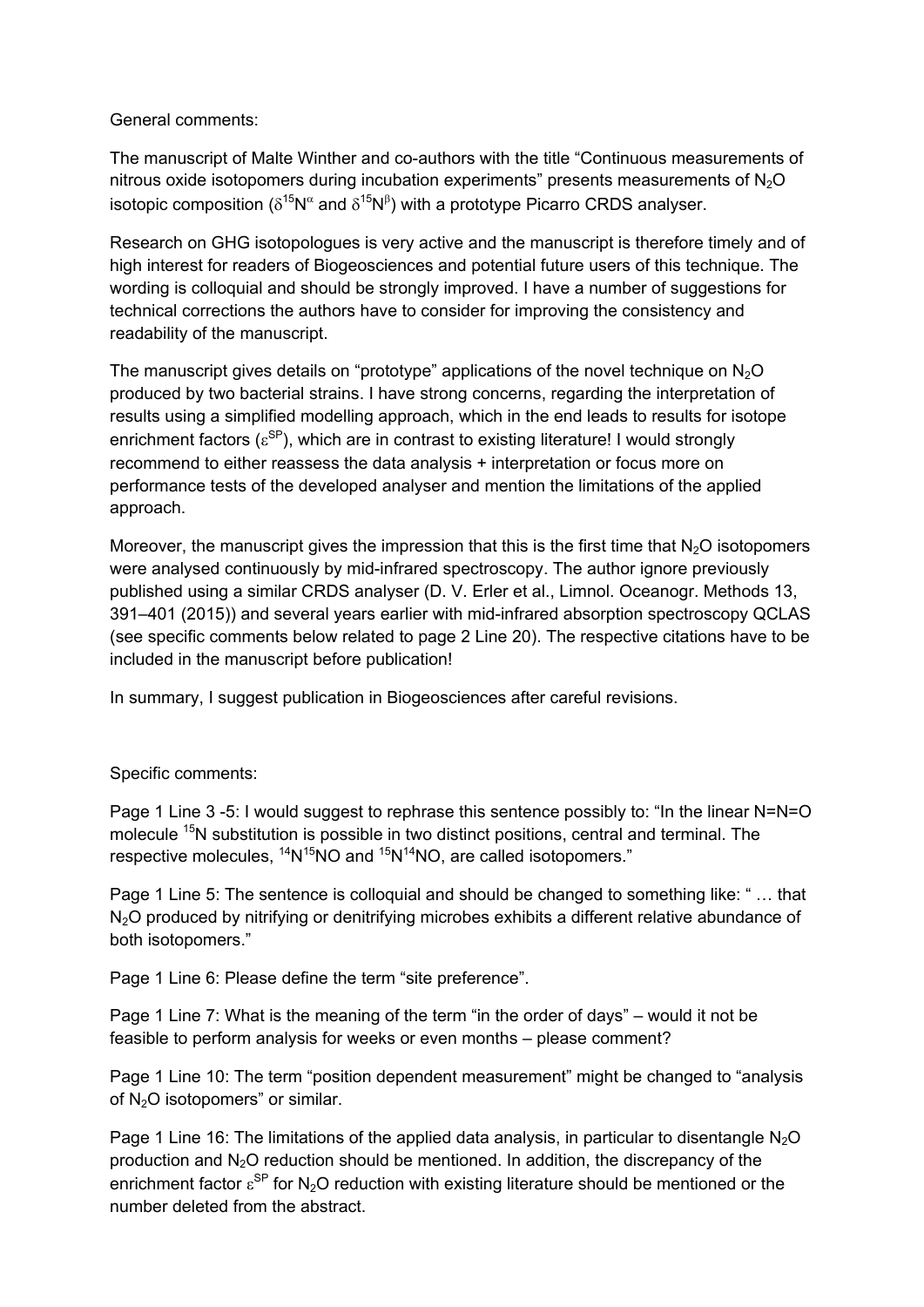General comments:

The manuscript of Malte Winther and co-authors with the title "Continuous measurements of nitrous oxide isotopomers during incubation experiments" presents measurements of $N_2O$ isotopic composition ($\delta^{15}N^{\alpha}$ and $\delta^{15}N^{\beta}$) with a prototype Picarro CRDS analyser.

Research on GHG isotopologues is very active and the manuscript is therefore timely and of high interest for readers of Biogeosciences and potential future users of this technique. The wording is colloquial and should be strongly improved. I have a number of suggestions for technical corrections the authors have to consider for improving the consistency and readability of the manuscript.

The manuscript gives details on "prototype" applications of the novel technique on $N_2O$ produced by two bacterial strains. I have strong concerns, regarding the interpretation of results using a simplified modelling approach, which in the end leads to results for isotope enrichment factors ($\varepsilon^{SP}$), which are in contrast to existing literature! I would strongly recommend to either reassess the data analysis + interpretation or focus more on performance tests of the developed analyser and mention the limitations of the applied approach.

Moreover, the manuscript gives the impression that this is the first time that $N_2O$ isotopomers were analysed continuously by mid-infrared spectroscopy. The author ignore previously published using a similar CRDS analyser (D. V. Erler et al., Limnol. Oceanogr. Methods 13, 391–401 (2015)) and several years earlier with mid-infrared absorption spectroscopy QCLAS (see specific comments below related to page 2 Line 20). The respective citations have to be included in the manuscript before publication!

In summary, I suggest publication in Biogeosciences after careful revisions.

Specific comments:

Page 1 Line 3 -5: I would suggest to rephrase this sentence possibly to: "In the linear N=N=O molecule $^{15}N$ substitution is possible in two distinct positions, central and terminal. The respective molecules, $^{14}N^{15}NO$ and $^{15}N^{14}NO$, are called isotopomers."

Page 1 Line 5: The sentence is colloquial and should be changed to something like: " … that $N_2O$ produced by nitrifying or denitrifying microbes exhibits a different relative abundance of both isotopomers."

Page 1 Line 6: Please define the term "site preference".

Page 1 Line 7: What is the meaning of the term "in the order of days" – would it not be feasible to perform analysis for weeks or even months – please comment?

Page 1 Line 10: The term "position dependent measurement" might be changed to "analysis of $N_2O$ isotopomers" or similar.

Page 1 Line 16: The limitations of the applied data analysis, in particular to disentangle $N_2O$ production and $N_2O$ reduction should be mentioned. In addition, the discrepancy of the enrichment factor $\varepsilon^{SP}$ for $N_2O$ reduction with existing literature should be mentioned or the number deleted from the abstract.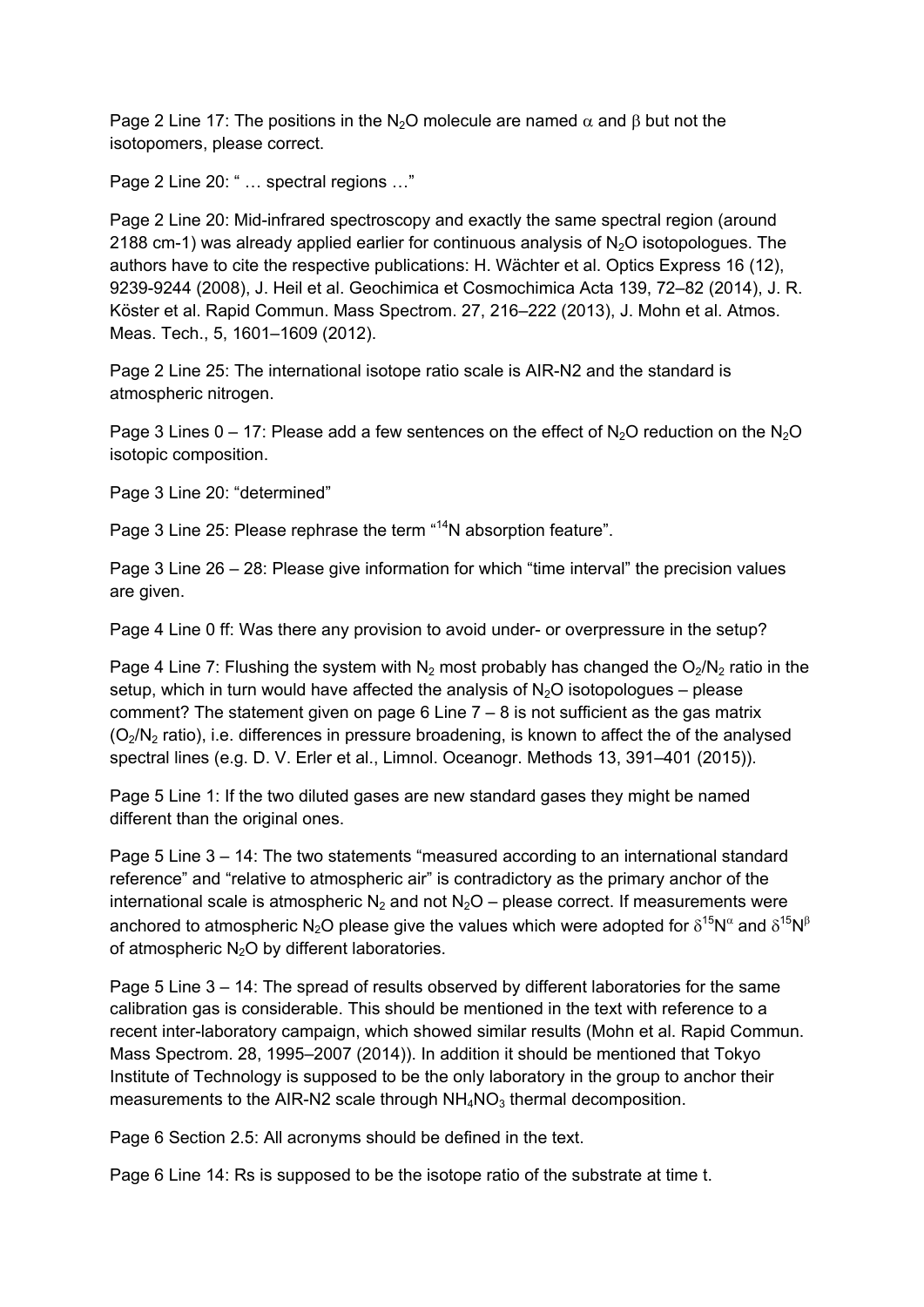Page 2 Line 17: The positions in the $N_2O$ molecule are named $\alpha$ and $\beta$ but not the isotopomers, please correct.

Page 2 Line 20: " … spectral regions …"

Page 2 Line 20: Mid-infrared spectroscopy and exactly the same spectral region (around 2188 cm-1) was already applied earlier for continuous analysis of $N_2O$ isotopologues. The authors have to cite the respective publications: H. Wächter et al. Optics Express 16 (12), 9239-9244 (2008), J. Heil et al. Geochimica et Cosmochimica Acta 139, 72–82 (2014), J. R. Köster et al. Rapid Commun. Mass Spectrom. 27, 216–222 (2013), J. Mohn et al. Atmos. Meas. Tech., 5, 1601–1609 (2012).

Page 2 Line 25: The international isotope ratio scale is AIR-N2 and the standard is atmospheric nitrogen.

Page 3 Lines 0 – 17: Please add a few sentences on the effect of $N_2O$ reduction on the $N_2O$ isotopic composition.

Page 3 Line 20: "determined"

Page 3 Line 25: Please rephrase the term "$^{14}N$ absorption feature".

Page 3 Line 26 – 28: Please give information for which "time interval" the precision values are given.

Page 4 Line 0 ff: Was there any provision to avoid under- or overpressure in the setup?

Page 4 Line 7: Flushing the system with $N_2$ most probably has changed the $O_2/N_2$ ratio in the setup, which in turn would have affected the analysis of $N_2O$ isotopologues – please comment? The statement given on page 6 Line 7 – 8 is not sufficient as the gas matrix ($O_2/N_2$ ratio), i.e. differences in pressure broadening, is known to affect the of the analysed spectral lines (e.g. D. V. Erler et al., Limnol. Oceanogr. Methods 13, 391–401 (2015)).

Page 5 Line 1: If the two diluted gases are new standard gases they might be named different than the original ones.

Page 5 Line 3 – 14: The two statements "measured according to an international standard reference" and "relative to atmospheric air" is contradictory as the primary anchor of the international scale is atmospheric $N_2$ and not $N_2O$ – please correct. If measurements were anchored to atmospheric $N_2O$ please give the values which were adopted for $\delta^{15}N^{\alpha}$ and $\delta^{15}N^{\beta}$ of atmospheric $N_2O$ by different laboratories.

Page 5 Line 3 – 14: The spread of results observed by different laboratories for the same calibration gas is considerable. This should be mentioned in the text with reference to a recent inter-laboratory campaign, which showed similar results (Mohn et al. Rapid Commun. Mass Spectrom. 28, 1995–2007 (2014)). In addition it should be mentioned that Tokyo Institute of Technology is supposed to be the only laboratory in the group to anchor their measurements to the AIR-N2 scale through $NH_4NO_3$ thermal decomposition.

Page 6 Section 2.5: All acronyms should be defined in the text.

Page 6 Line 14: Rs is supposed to be the isotope ratio of the substrate at time t.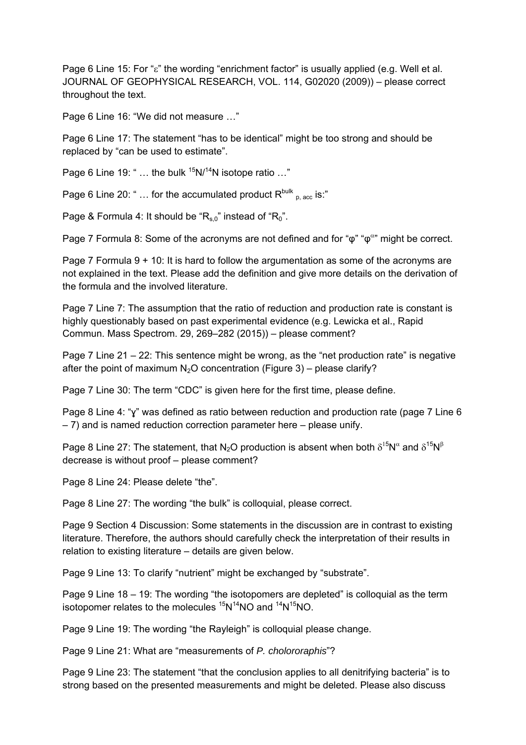Page 6 Line 15: For "$\varepsilon$" the wording "enrichment factor" is usually applied (e.g. Well et al. JOURNAL OF GEOPHYSICAL RESEARCH, VOL. 114, G02020 (2009)) – please correct throughout the text.

Page 6 Line 16: "We did not measure …"

Page 6 Line 17: The statement "has to be identical" might be too strong and should be replaced by "can be used to estimate".

Page 6 Line 19: " … the bulk $^{15}N/^{14}N$ isotope ratio …"

Page 6 Line 20: " … for the accumulated product $R^{bulk}_{p,\,acc}$ is:"

Page & Formula 4: It should be "$R_{s,0}$" instead of "$R_0$".

Page 7 Formula 8: Some of the acronyms are not defined and for "$\varphi$" "$\varphi^{\alpha}$" might be correct.

Page 7 Formula 9 + 10: It is hard to follow the argumentation as some of the acronyms are not explained in the text. Please add the definition and give more details on the derivation of the formula and the involved literature.

Page 7 Line 7: The assumption that the ratio of reduction and production rate is constant is highly questionably based on past experimental evidence (e.g. Lewicka et al., Rapid Commun. Mass Spectrom. 29, 269–282 (2015)) – please comment?

Page 7 Line 21 – 22: This sentence might be wrong, as the "net production rate" is negative after the point of maximum $N_2O$ concentration (Figure 3) – please clarify?

Page 7 Line 30: The term "CDC" is given here for the first time, please define.

Page 8 Line 4: "$\gamma$" was defined as ratio between reduction and production rate (page 7 Line 6 – 7) and is named reduction correction parameter here – please unify.

Page 8 Line 27: The statement, that $N_2O$ production is absent when both $\delta^{15}N^{\alpha}$ and $\delta^{15}N^{\beta}$ decrease is without proof – please comment?

Page 8 Line 24: Please delete "the".

Page 8 Line 27: The wording "the bulk" is colloquial, please correct.

Page 9 Section 4 Discussion: Some statements in the discussion are in contrast to existing literature. Therefore, the authors should carefully check the interpretation of their results in relation to existing literature – details are given below.

Page 9 Line 13: To clarify "nutrient" might be exchanged by "substrate".

Page 9 Line 18 – 19: The wording "the isotopomers are depleted" is colloquial as the term isotopomer relates to the molecules $^{15}N^{14}NO$ and $^{14}N^{15}NO$.

Page 9 Line 19: The wording "the Rayleigh" is colloquial please change.

Page 9 Line 21: What are "measurements of *P. chololoraphis*"?

Page 9 Line 23: The statement "that the conclusion applies to all denitrifying bacteria" is to strong based on the presented measurements and might be deleted. Please also discuss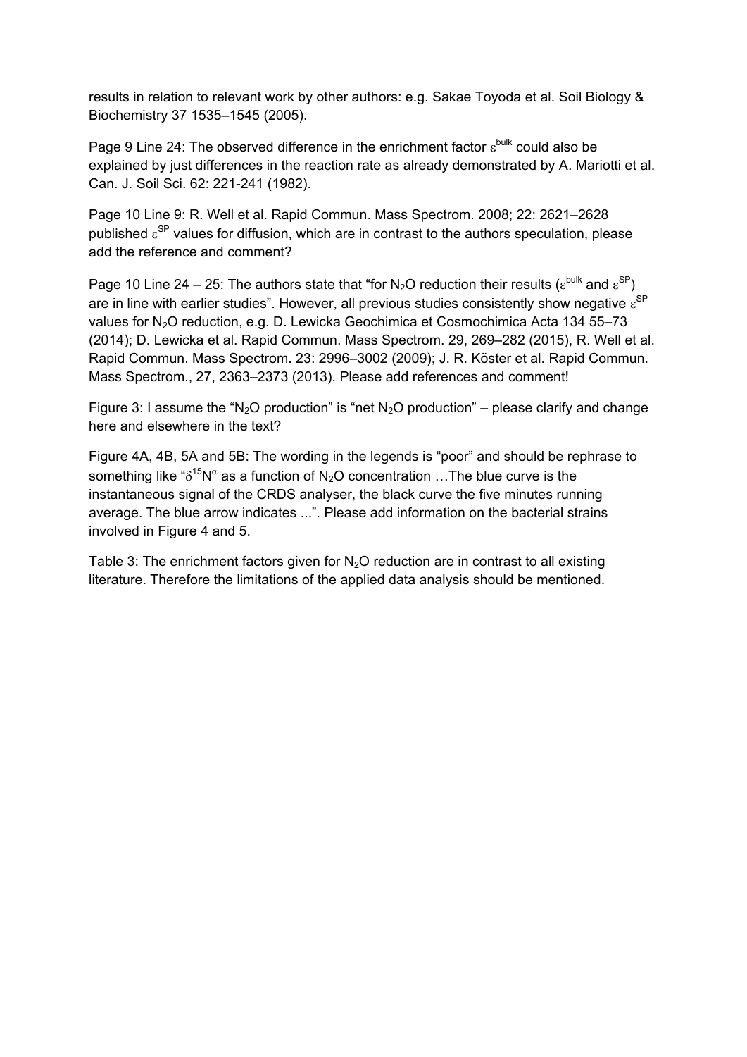results in relation to relevant work by other authors: e.g. Sakae Toyoda et al. Soil Biology & Biochemistry 37 1535–1545 (2005).

Page 9 Line 24: The observed difference in the enrichment factor $\varepsilon^{bulk}$ could also be explained by just differences in the reaction rate as already demonstrated by A. Mariotti et al. Can. J. Soil Sci. 62: 221-241 (1982).

Page 10 Line 9: R. Well et al. Rapid Commun. Mass Spectrom. 2008; 22: 2621–2628 published $\varepsilon^{SP}$ values for diffusion, which are in contrast to the authors speculation, please add the reference and comment?

Page 10 Line 24 – 25: The authors state that "for $N_2O$ reduction their results ($\varepsilon^{bulk}$ and $\varepsilon^{SP}$) are in line with earlier studies". However, all previous studies consistently show negative $\varepsilon^{SP}$ values for $N_2O$ reduction, e.g. D. Lewicka Geochimica et Cosmochimica Acta 134 55–73 (2014); D. Lewicka et al. Rapid Commun. Mass Spectrom. 29, 269–282 (2015), R. Well et al. Rapid Commun. Mass Spectrom. 23: 2996–3002 (2009); J. R. Köster et al. Rapid Commun. Mass Spectrom., 27, 2363–2373 (2013). Please add references and comment!

Figure 3: I assume the "$N_2O$ production" is "net $N_2O$ production" – please clarify and change here and elsewhere in the text?

Figure 4A, 4B, 5A and 5B: The wording in the legends is "poor" and should be rephrase to something like "$\delta^{15}N^{\alpha}$ as a function of $N_2O$ concentration …The blue curve is the instantaneous signal of the CRDS analyser, the black curve the five minutes running average. The blue arrow indicates ...". Please add information on the bacterial strains involved in Figure 4 and 5.

Table 3: The enrichment factors given for $N_2O$ reduction are in contrast to all existing literature. Therefore the limitations of the applied data analysis should be mentioned.